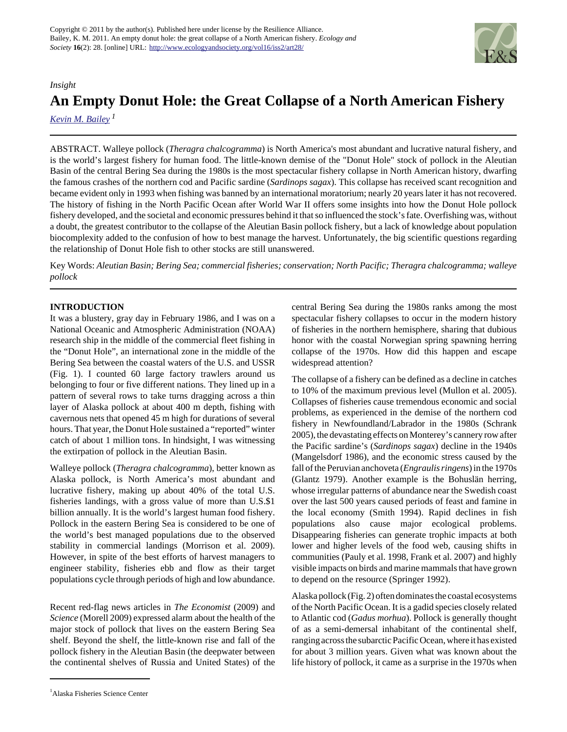*Insight*

# An Empty Donut Hole: the Great Collapse of a North American Fishery

*Kevin M. Bailey* [1]

ABSTRACT. Walleye pollock (*Theragra chalcogramma*) is North America's most abundant and lucrative natural fishery, and is the world's largest fishery for human food. The little-known demise of the "Donut Hole" stock of pollock in the Aleutian Basin of the central Bering Sea during the 1980s is the most spectacular fishery collapse in North American history, dwarfing the famous crashes of the northern cod and Pacific sardine (*Sardinops sagax*). This collapse has received scant recognition and became evident only in 1993 when fishing was banned by an international moratorium; nearly 20 years later it has not recovered. The history of fishing in the North Pacific Ocean after World War II offers some insights into how the Donut Hole pollock fishery developed, and the societal and economic pressures behind it that so influenced the stock's fate. Overfishing was, without a doubt, the greatest contributor to the collapse of the Aleutian Basin pollock fishery, but a lack of knowledge about population biocomplexity added to the confusion of how to best manage the harvest. Unfortunately, the big scientific questions regarding the relationship of Donut Hole fish to other stocks are still unanswered.

Key Words: *Aleutian Basin; Bering Sea; commercial fisheries; conservation; North Pacific; Theragra chalcogramma; walleye pollock*

## INTRODUCTION

It was a blustery, gray day in February 1986, and I was on a National Oceanic and Atmospheric Administration (NOAA) research ship in the middle of the commercial fleet fishing in the "Donut Hole", an international zone in the middle of the Bering Sea between the coastal waters of the U.S. and USSR (Fig. 1). I counted 60 large factory trawlers around us belonging to four or five different nations. They lined up in a pattern of several rows to take turns dragging across a thin layer of Alaska pollock at about 400 m depth, fishing with cavernous nets that opened 45 m high for durations of several hours. That year, the Donut Hole sustained a "reported" winter catch of about 1 million tons. In hindsight, I was witnessing the extirpation of pollock in the Aleutian Basin.

Walleye pollock (*Theragra chalcogramma*), better known as Alaska pollock, is North America's most abundant and lucrative fishery, making up about 40% of the total U.S. fisheries landings, with a gross value of more than U.S.$1 billion annually. It is the world's largest human food fishery. Pollock in the eastern Bering Sea is considered to be one of the world's best managed populations due to the observed stability in commercial landings (Morrison et al. 2009). However, in spite of the best efforts of harvest managers to engineer stability, fisheries ebb and flow as their target populations cycle through periods of high and low abundance.

Recent red-flag news articles in *The Economist* (2009) and *Science* (Morell 2009) expressed alarm about the health of the major stock of pollock that lives on the eastern Bering Sea shelf. Beyond the shelf, the little-known rise and fall of the pollock fishery in the Aleutian Basin (the deepwater between the continental shelves of Russia and United States) of the central Bering Sea during the 1980s ranks among the most spectacular fishery collapses to occur in the modern history of fisheries in the northern hemisphere, sharing that dubious honor with the coastal Norwegian spring spawning herring collapse of the 1970s. How did this happen and escape widespread attention?

The collapse of a fishery can be defined as a decline in catches to 10% of the maximum previous level (Mullon et al. 2005). Collapses of fisheries cause tremendous economic and social problems, as experienced in the demise of the northern cod fishery in Newfoundland/Labrador in the 1980s (Schrank 2005), the devastating effects on Monterey's cannery row after the Pacific sardine's (*Sardinops sagax*) decline in the 1940s (Mangelsdorf 1986), and the economic stress caused by the fall of the Peruvian anchoveta (*Engraulis ringens*) in the 1970s (Glantz 1979). Another example is the Bohuslän herring, whose irregular patterns of abundance near the Swedish coast over the last 500 years caused periods of feast and famine in the local economy (Smith 1994). Rapid declines in fish populations also cause major ecological problems. Disappearing fisheries can generate trophic impacts at both lower and higher levels of the food web, causing shifts in communities (Pauly et al. 1998, Frank et al. 2007) and highly visible impacts on birds and marine mammals that have grown to depend on the resource (Springer 1992).

Alaska pollock (Fig. 2) often dominates the coastal ecosystems of the North Pacific Ocean. It is a gadid species closely related to Atlantic cod (*Gadus morhua*). Pollock is generally thought of as a semi-demersal inhabitant of the continental shelf, ranging across the subarctic Pacific Ocean, where it has existed for about 3 million years. Given what was known about the life history of pollock, it came as a surprise in the 1970s when

[1] Alaska Fisheries Science Center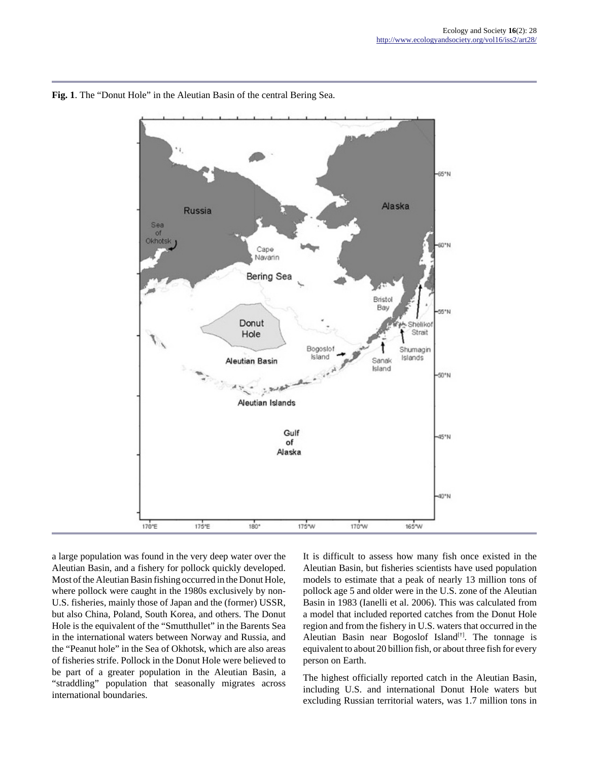**Fig. 1**. The "Donut Hole" in the Aleutian Basin of the central Bering Sea.

a large population was found in the very deep water over the Aleutian Basin, and a fishery for pollock quickly developed. Most of the Aleutian Basin fishing occurred in the Donut Hole, where pollock were caught in the 1980s exclusively by non-U.S. fisheries, mainly those of Japan and the (former) USSR, but also China, Poland, South Korea, and others. The Donut Hole is the equivalent of the "Smutthullet" in the Barents Sea in the international waters between Norway and Russia, and the "Peanut hole" in the Sea of Okhotsk, which are also areas of fisheries strife. Pollock in the Donut Hole were believed to be part of a greater population in the Aleutian Basin, a "straddling" population that seasonally migrates across international boundaries.

It is difficult to assess how many fish once existed in the Aleutian Basin, but fisheries scientists have used population models to estimate that a peak of nearly 13 million tons of pollock age 5 and older were in the U.S. zone of the Aleutian Basin in 1983 (Ianelli et al. 2006). This was calculated from a model that included reported catches from the Donut Hole region and from the fishery in U.S. waters that occurred in the Aleutian Basin near Bogoslof Island[†]. The tonnage is equivalent to about 20 billion fish, or about three fish for every person on Earth.

The highest officially reported catch in the Aleutian Basin, including U.S. and international Donut Hole waters but excluding Russian territorial waters, was 1.7 million tons in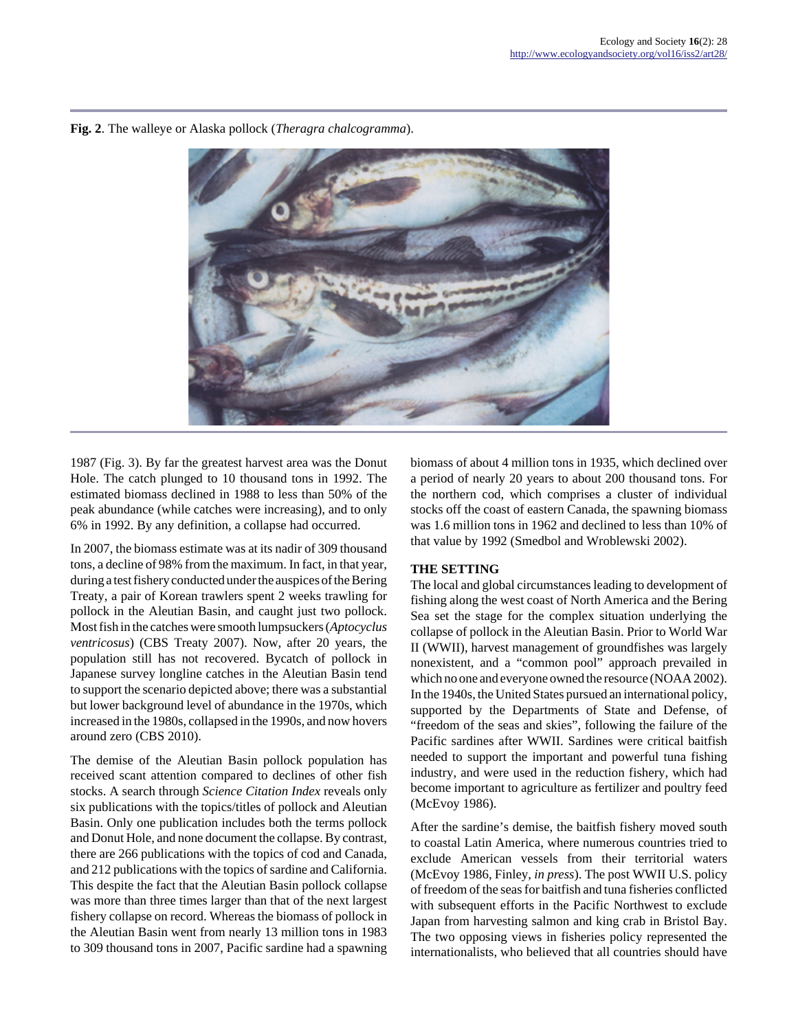**Fig. 2**. The walleye or Alaska pollock (*Theragra chalcogramma*).

1987 (Fig. 3). By far the greatest harvest area was the Donut Hole. The catch plunged to 10 thousand tons in 1992. The estimated biomass declined in 1988 to less than 50% of the peak abundance (while catches were increasing), and to only 6% in 1992. By any definition, a collapse had occurred.

In 2007, the biomass estimate was at its nadir of 309 thousand tons, a decline of 98% from the maximum. In fact, in that year, during a test fishery conducted under the auspices of the Bering Treaty, a pair of Korean trawlers spent 2 weeks trawling for pollock in the Aleutian Basin, and caught just two pollock. Most fish in the catches were smooth lumpsuckers (*Aptocyclus ventricosus*) (CBS Treaty 2007). Now, after 20 years, the population still has not recovered. Bycatch of pollock in Japanese survey longline catches in the Aleutian Basin tend to support the scenario depicted above; there was a substantial but lower background level of abundance in the 1970s, which increased in the 1980s, collapsed in the 1990s, and now hovers around zero (CBS 2010).

The demise of the Aleutian Basin pollock population has received scant attention compared to declines of other fish stocks. A search through *Science Citation Index* reveals only six publications with the topics/titles of pollock and Aleutian Basin. Only one publication includes both the terms pollock and Donut Hole, and none document the collapse. By contrast, there are 266 publications with the topics of cod and Canada, and 212 publications with the topics of sardine and California. This despite the fact that the Aleutian Basin pollock collapse was more than three times larger than that of the next largest fishery collapse on record. Whereas the biomass of pollock in the Aleutian Basin went from nearly 13 million tons in 1983 to 309 thousand tons in 2007, Pacific sardine had a spawning biomass of about 4 million tons in 1935, which declined over a period of nearly 20 years to about 200 thousand tons. For the northern cod, which comprises a cluster of individual stocks off the coast of eastern Canada, the spawning biomass was 1.6 million tons in 1962 and declined to less than 10% of that value by 1992 (Smedbol and Wroblewski 2002).

## THE SETTING

The local and global circumstances leading to development of fishing along the west coast of North America and the Bering Sea set the stage for the complex situation underlying the collapse of pollock in the Aleutian Basin. Prior to World War II (WWII), harvest management of groundfishes was largely nonexistent, and a "common pool" approach prevailed in which no one and everyone owned the resource (NOAA 2002). In the 1940s, the United States pursued an international policy, supported by the Departments of State and Defense, of "freedom of the seas and skies", following the failure of the Pacific sardines after WWII. Sardines were critical baitfish needed to support the important and powerful tuna fishing industry, and were used in the reduction fishery, which had become important to agriculture as fertilizer and poultry feed (McEvoy 1986).

After the sardine's demise, the baitfish fishery moved south to coastal Latin America, where numerous countries tried to exclude American vessels from their territorial waters (McEvoy 1986, Finley, *in press*). The post WWII U.S. policy of freedom of the seas for baitfish and tuna fisheries conflicted with subsequent efforts in the Pacific Northwest to exclude Japan from harvesting salmon and king crab in Bristol Bay. The two opposing views in fisheries policy represented the internationalists, who believed that all countries should have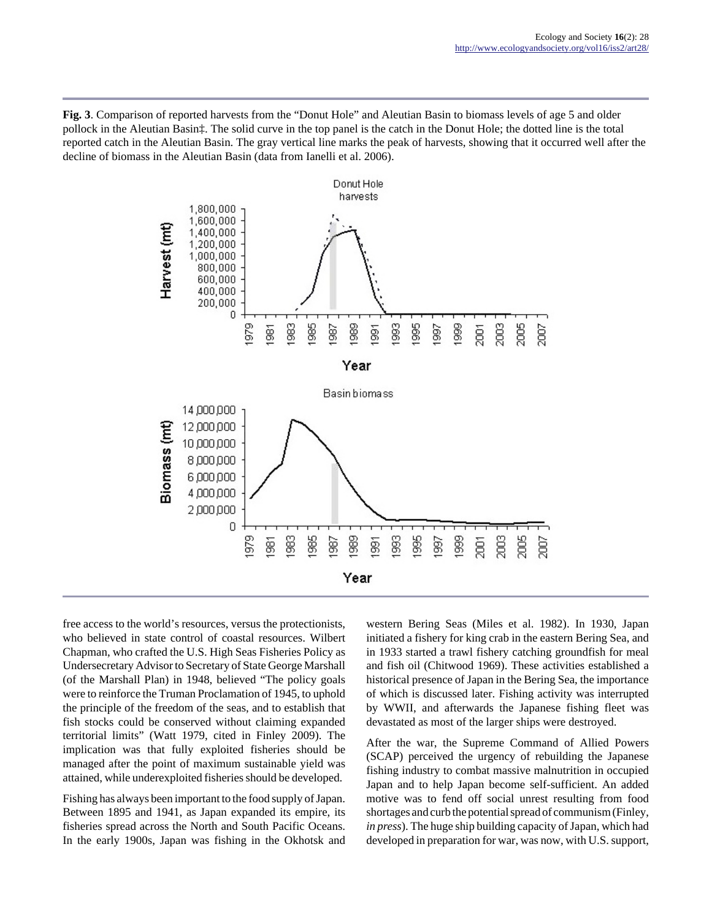**Fig. 3**. Comparison of reported harvests from the "Donut Hole" and Aleutian Basin to biomass levels of age 5 and older pollock in the Aleutian Basin‡. The solid curve in the top panel is the catch in the Donut Hole; the dotted line is the total reported catch in the Aleutian Basin. The gray vertical line marks the peak of harvests, showing that it occurred well after the decline of biomass in the Aleutian Basin (data from Ianelli et al. 2006).

free access to the world's resources, versus the protectionists, who believed in state control of coastal resources. Wilbert Chapman, who crafted the U.S. High Seas Fisheries Policy as Undersecretary Advisor to Secretary of State George Marshall (of the Marshall Plan) in 1948, believed "The policy goals were to reinforce the Truman Proclamation of 1945, to uphold the principle of the freedom of the seas, and to establish that fish stocks could be conserved without claiming expanded territorial limits" (Watt 1979, cited in Finley 2009). The implication was that fully exploited fisheries should be managed after the point of maximum sustainable yield was attained, while underexploited fisheries should be developed.

Fishing has always been important to the food supply of Japan. Between 1895 and 1941, as Japan expanded its empire, its fisheries spread across the North and South Pacific Oceans. In the early 1900s, Japan was fishing in the Okhotsk and western Bering Seas (Miles et al. 1982). In 1930, Japan initiated a fishery for king crab in the eastern Bering Sea, and in 1933 started a trawl fishery catching groundfish for meal and fish oil (Chitwood 1969). These activities established a historical presence of Japan in the Bering Sea, the importance of which is discussed later. Fishing activity was interrupted by WWII, and afterwards the Japanese fishing fleet was devastated as most of the larger ships were destroyed.

After the war, the Supreme Command of Allied Powers (SCAP) perceived the urgency of rebuilding the Japanese fishing industry to combat massive malnutrition in occupied Japan and to help Japan become self-sufficient. An added motive was to fend off social unrest resulting from food shortages and curb the potential spread of communism (Finley, *in press*). The huge ship building capacity of Japan, which had developed in preparation for war, was now, with U.S. support,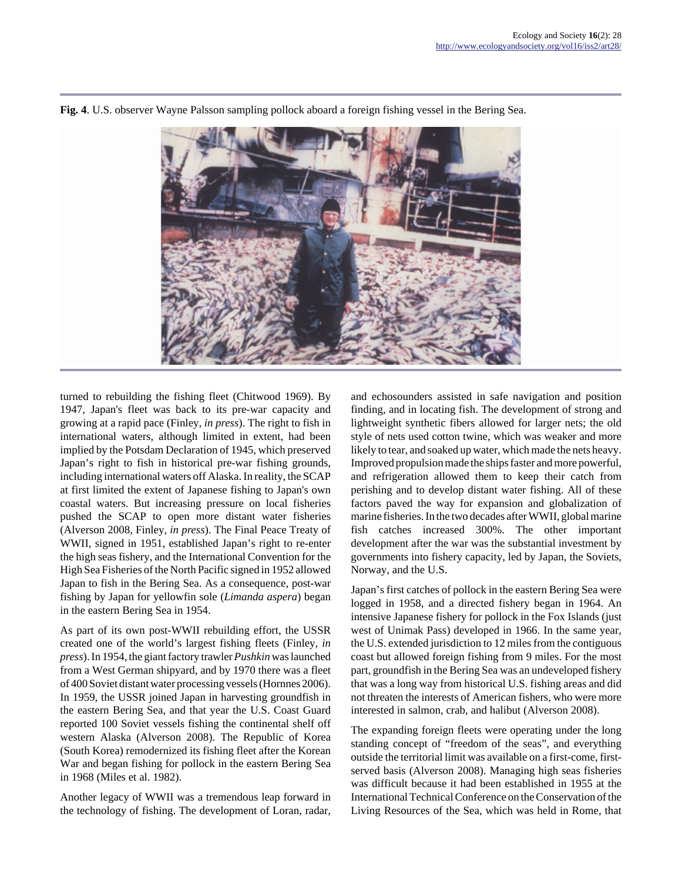**Fig. 4**. U.S. observer Wayne Palsson sampling pollock aboard a foreign fishing vessel in the Bering Sea.

turned to rebuilding the fishing fleet (Chitwood 1969). By 1947, Japan's fleet was back to its pre-war capacity and growing at a rapid pace (Finley, *in press*). The right to fish in international waters, although limited in extent, had been implied by the Potsdam Declaration of 1945, which preserved Japan's right to fish in historical pre-war fishing grounds, including international waters off Alaska. In reality, the SCAP at first limited the extent of Japanese fishing to Japan's own coastal waters. But increasing pressure on local fisheries pushed the SCAP to open more distant water fisheries (Alverson 2008, Finley, *in press*). The Final Peace Treaty of WWII, signed in 1951, established Japan's right to re-enter the high seas fishery, and the International Convention for the High Sea Fisheries of the North Pacific signed in 1952 allowed Japan to fish in the Bering Sea. As a consequence, post-war fishing by Japan for yellowfin sole (*Limanda aspera*) began in the eastern Bering Sea in 1954.

As part of its own post-WWII rebuilding effort, the USSR created one of the world's largest fishing fleets (Finley, *in press*). In 1954, the giant factory trawler *Pushkin* was launched from a West German shipyard, and by 1970 there was a fleet of 400 Soviet distant water processing vessels (Hornnes 2006). In 1959, the USSR joined Japan in harvesting groundfish in the eastern Bering Sea, and that year the U.S. Coast Guard reported 100 Soviet vessels fishing the continental shelf off western Alaska (Alverson 2008). The Republic of Korea (South Korea) remodernized its fishing fleet after the Korean War and began fishing for pollock in the eastern Bering Sea in 1968 (Miles et al. 1982).

Another legacy of WWII was a tremendous leap forward in the technology of fishing. The development of Loran, radar, and echosounders assisted in safe navigation and position finding, and in locating fish. The development of strong and lightweight synthetic fibers allowed for larger nets; the old style of nets used cotton twine, which was weaker and more likely to tear, and soaked up water, which made the nets heavy. Improved propulsion made the ships faster and more powerful, and refrigeration allowed them to keep their catch from perishing and to develop distant water fishing. All of these factors paved the way for expansion and globalization of marine fisheries. In the two decades after WWII, global marine fish catches increased 300%. The other important development after the war was the substantial investment by governments into fishery capacity, led by Japan, the Soviets, Norway, and the U.S.

Japan's first catches of pollock in the eastern Bering Sea were logged in 1958, and a directed fishery began in 1964. An intensive Japanese fishery for pollock in the Fox Islands (just west of Unimak Pass) developed in 1966. In the same year, the U.S. extended jurisdiction to 12 miles from the contiguous coast but allowed foreign fishing from 9 miles. For the most part, groundfish in the Bering Sea was an undeveloped fishery that was a long way from historical U.S. fishing areas and did not threaten the interests of American fishers, who were more interested in salmon, crab, and halibut (Alverson 2008).

The expanding foreign fleets were operating under the long standing concept of "freedom of the seas", and everything outside the territorial limit was available on a first-come, first-served basis (Alverson 2008). Managing high seas fisheries was difficult because it had been established in 1955 at the International Technical Conference on the Conservation of the Living Resources of the Sea, which was held in Rome, that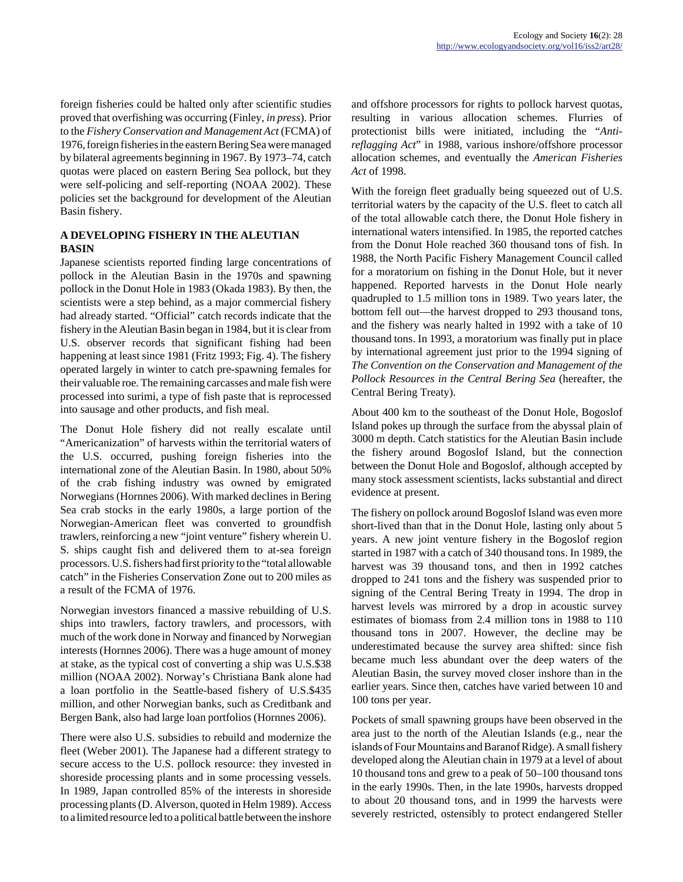foreign fisheries could be halted only after scientific studies proved that overfishing was occurring (Finley, *in press*). Prior to the *Fishery Conservation and Management Act* (FCMA) of 1976, foreign fisheries in the eastern Bering Sea were managed by bilateral agreements beginning in 1967. By 1973–74, catch quotas were placed on eastern Bering Sea pollock, but they were self-policing and self-reporting (NOAA 2002). These policies set the background for development of the Aleutian Basin fishery.

## A DEVELOPING FISHERY IN THE ALEUTIAN BASIN

Japanese scientists reported finding large concentrations of pollock in the Aleutian Basin in the 1970s and spawning pollock in the Donut Hole in 1983 (Okada 1983). By then, the scientists were a step behind, as a major commercial fishery had already started. "Official" catch records indicate that the fishery in the Aleutian Basin began in 1984, but it is clear from U.S. observer records that significant fishing had been happening at least since 1981 (Fritz 1993; Fig. 4). The fishery operated largely in winter to catch pre-spawning females for their valuable roe. The remaining carcasses and male fish were processed into surimi, a type of fish paste that is reprocessed into sausage and other products, and fish meal.

The Donut Hole fishery did not really escalate until "Americanization" of harvests within the territorial waters of the U.S. occurred, pushing foreign fisheries into the international zone of the Aleutian Basin. In 1980, about 50% of the crab fishing industry was owned by emigrated Norwegians (Hornnes 2006). With marked declines in Bering Sea crab stocks in the early 1980s, a large portion of the Norwegian-American fleet was converted to groundfish trawlers, reinforcing a new "joint venture" fishery wherein U. S. ships caught fish and delivered them to at-sea foreign processors. U.S. fishers had first priority to the "total allowable catch" in the Fisheries Conservation Zone out to 200 miles as a result of the FCMA of 1976.

Norwegian investors financed a massive rebuilding of U.S. ships into trawlers, factory trawlers, and processors, with much of the work done in Norway and financed by Norwegian interests (Hornnes 2006). There was a huge amount of money at stake, as the typical cost of converting a ship was U.S.$38 million (NOAA 2002). Norway's Christiana Bank alone had a loan portfolio in the Seattle-based fishery of U.S.$435 million, and other Norwegian banks, such as Creditbank and Bergen Bank, also had large loan portfolios (Hornnes 2006).

There were also U.S. subsidies to rebuild and modernize the fleet (Weber 2001). The Japanese had a different strategy to secure access to the U.S. pollock resource: they invested in shoreside processing plants and in some processing vessels. In 1989, Japan controlled 85% of the interests in shoreside processing plants (D. Alverson, quoted in Helm 1989). Access to a limited resource led to a political battle between the inshore and offshore processors for rights to pollock harvest quotas, resulting in various allocation schemes. Flurries of protectionist bills were initiated, including the "*Anti-reflagging Act*" in 1988, various inshore/offshore processor allocation schemes, and eventually the *American Fisheries Act* of 1998.

With the foreign fleet gradually being squeezed out of U.S. territorial waters by the capacity of the U.S. fleet to catch all of the total allowable catch there, the Donut Hole fishery in international waters intensified. In 1985, the reported catches from the Donut Hole reached 360 thousand tons of fish. In 1988, the North Pacific Fishery Management Council called for a moratorium on fishing in the Donut Hole, but it never happened. Reported harvests in the Donut Hole nearly quadrupled to 1.5 million tons in 1989. Two years later, the bottom fell out—the harvest dropped to 293 thousand tons, and the fishery was nearly halted in 1992 with a take of 10 thousand tons. In 1993, a moratorium was finally put in place by international agreement just prior to the 1994 signing of *The Convention on the Conservation and Management of the Pollock Resources in the Central Bering Sea* (hereafter, the Central Bering Treaty).

About 400 km to the southeast of the Donut Hole, Bogoslof Island pokes up through the surface from the abyssal plain of 3000 m depth. Catch statistics for the Aleutian Basin include the fishery around Bogoslof Island, but the connection between the Donut Hole and Bogoslof, although accepted by many stock assessment scientists, lacks substantial and direct evidence at present.

The fishery on pollock around Bogoslof Island was even more short-lived than that in the Donut Hole, lasting only about 5 years. A new joint venture fishery in the Bogoslof region started in 1987 with a catch of 340 thousand tons. In 1989, the harvest was 39 thousand tons, and then in 1992 catches dropped to 241 tons and the fishery was suspended prior to signing of the Central Bering Treaty in 1994. The drop in harvest levels was mirrored by a drop in acoustic survey estimates of biomass from 2.4 million tons in 1988 to 110 thousand tons in 2007. However, the decline may be underestimated because the survey area shifted: since fish became much less abundant over the deep waters of the Aleutian Basin, the survey moved closer inshore than in the earlier years. Since then, catches have varied between 10 and 100 tons per year.

Pockets of small spawning groups have been observed in the area just to the north of the Aleutian Islands (e.g., near the islands of Four Mountains and Baranof Ridge). A small fishery developed along the Aleutian chain in 1979 at a level of about 10 thousand tons and grew to a peak of 50–100 thousand tons in the early 1990s. Then, in the late 1990s, harvests dropped to about 20 thousand tons, and in 1999 the harvests were severely restricted, ostensibly to protect endangered Steller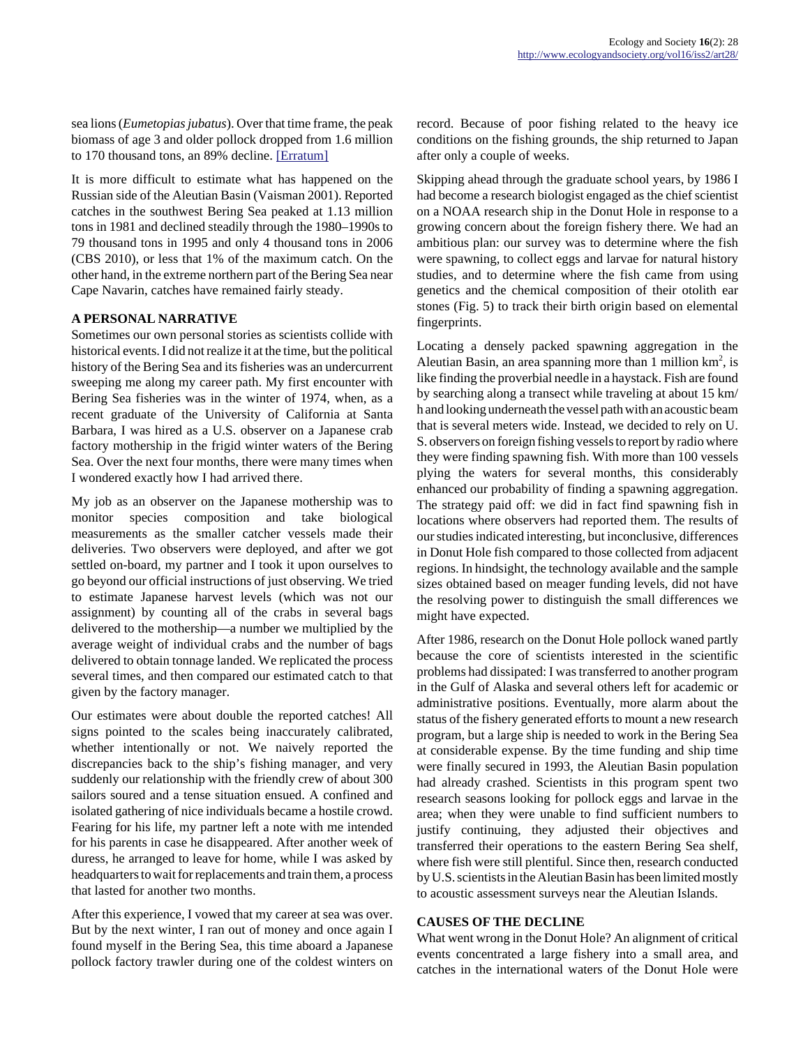sea lions (*Eumetopias jubatus*). Over that time frame, the peak biomass of age 3 and older pollock dropped from 1.6 million to 170 thousand tons, an 89% decline. [Erratum]

It is more difficult to estimate what has happened on the Russian side of the Aleutian Basin (Vaisman 2001). Reported catches in the southwest Bering Sea peaked at 1.13 million tons in 1981 and declined steadily through the 1980–1990s to 79 thousand tons in 1995 and only 4 thousand tons in 2006 (CBS 2010), or less that 1% of the maximum catch. On the other hand, in the extreme northern part of the Bering Sea near Cape Navarin, catches have remained fairly steady.

## A PERSONAL NARRATIVE

Sometimes our own personal stories as scientists collide with historical events. I did not realize it at the time, but the political history of the Bering Sea and its fisheries was an undercurrent sweeping me along my career path. My first encounter with Bering Sea fisheries was in the winter of 1974, when, as a recent graduate of the University of California at Santa Barbara, I was hired as a U.S. observer on a Japanese crab factory mothership in the frigid winter waters of the Bering Sea. Over the next four months, there were many times when I wondered exactly how I had arrived there.

My job as an observer on the Japanese mothership was to monitor species composition and take biological measurements as the smaller catcher vessels made their deliveries. Two observers were deployed, and after we got settled on-board, my partner and I took it upon ourselves to go beyond our official instructions of just observing. We tried to estimate Japanese harvest levels (which was not our assignment) by counting all of the crabs in several bags delivered to the mothership—a number we multiplied by the average weight of individual crabs and the number of bags delivered to obtain tonnage landed. We replicated the process several times, and then compared our estimated catch to that given by the factory manager.

Our estimates were about double the reported catches! All signs pointed to the scales being inaccurately calibrated, whether intentionally or not. We naively reported the discrepancies back to the ship's fishing manager, and very suddenly our relationship with the friendly crew of about 300 sailors soured and a tense situation ensued. A confined and isolated gathering of nice individuals became a hostile crowd. Fearing for his life, my partner left a note with me intended for his parents in case he disappeared. After another week of duress, he arranged to leave for home, while I was asked by headquarters to wait for replacements and train them, a process that lasted for another two months.

After this experience, I vowed that my career at sea was over. But by the next winter, I ran out of money and once again I found myself in the Bering Sea, this time aboard a Japanese pollock factory trawler during one of the coldest winters on record. Because of poor fishing related to the heavy ice conditions on the fishing grounds, the ship returned to Japan after only a couple of weeks.

Skipping ahead through the graduate school years, by 1986 I had become a research biologist engaged as the chief scientist on a NOAA research ship in the Donut Hole in response to a growing concern about the foreign fishery there. We had an ambitious plan: our survey was to determine where the fish were spawning, to collect eggs and larvae for natural history studies, and to determine where the fish came from using genetics and the chemical composition of their otolith ear stones (Fig. 5) to track their birth origin based on elemental fingerprints.

Locating a densely packed spawning aggregation in the Aleutian Basin, an area spanning more than 1 million km$^2$, is like finding the proverbial needle in a haystack. Fish are found by searching along a transect while traveling at about 15 km/h and looking underneath the vessel path with an acoustic beam that is several meters wide. Instead, we decided to rely on U.S. observers on foreign fishing vessels to report by radio where they were finding spawning fish. With more than 100 vessels plying the waters for several months, this considerably enhanced our probability of finding a spawning aggregation. The strategy paid off: we did in fact find spawning fish in locations where observers had reported them. The results of our studies indicated interesting, but inconclusive, differences in Donut Hole fish compared to those collected from adjacent regions. In hindsight, the technology available and the sample sizes obtained based on meager funding levels, did not have the resolving power to distinguish the small differences we might have expected.

After 1986, research on the Donut Hole pollock waned partly because the core of scientists interested in the scientific problems had dissipated: I was transferred to another program in the Gulf of Alaska and several others left for academic or administrative positions. Eventually, more alarm about the status of the fishery generated efforts to mount a new research program, but a large ship is needed to work in the Bering Sea at considerable expense. By the time funding and ship time were finally secured in 1993, the Aleutian Basin population had already crashed. Scientists in this program spent two research seasons looking for pollock eggs and larvae in the area; when they were unable to find sufficient numbers to justify continuing, they adjusted their objectives and transferred their operations to the eastern Bering Sea shelf, where fish were still plentiful. Since then, research conducted by U.S. scientists in the Aleutian Basin has been limited mostly to acoustic assessment surveys near the Aleutian Islands.

## CAUSES OF THE DECLINE

What went wrong in the Donut Hole? An alignment of critical events concentrated a large fishery into a small area, and catches in the international waters of the Donut Hole were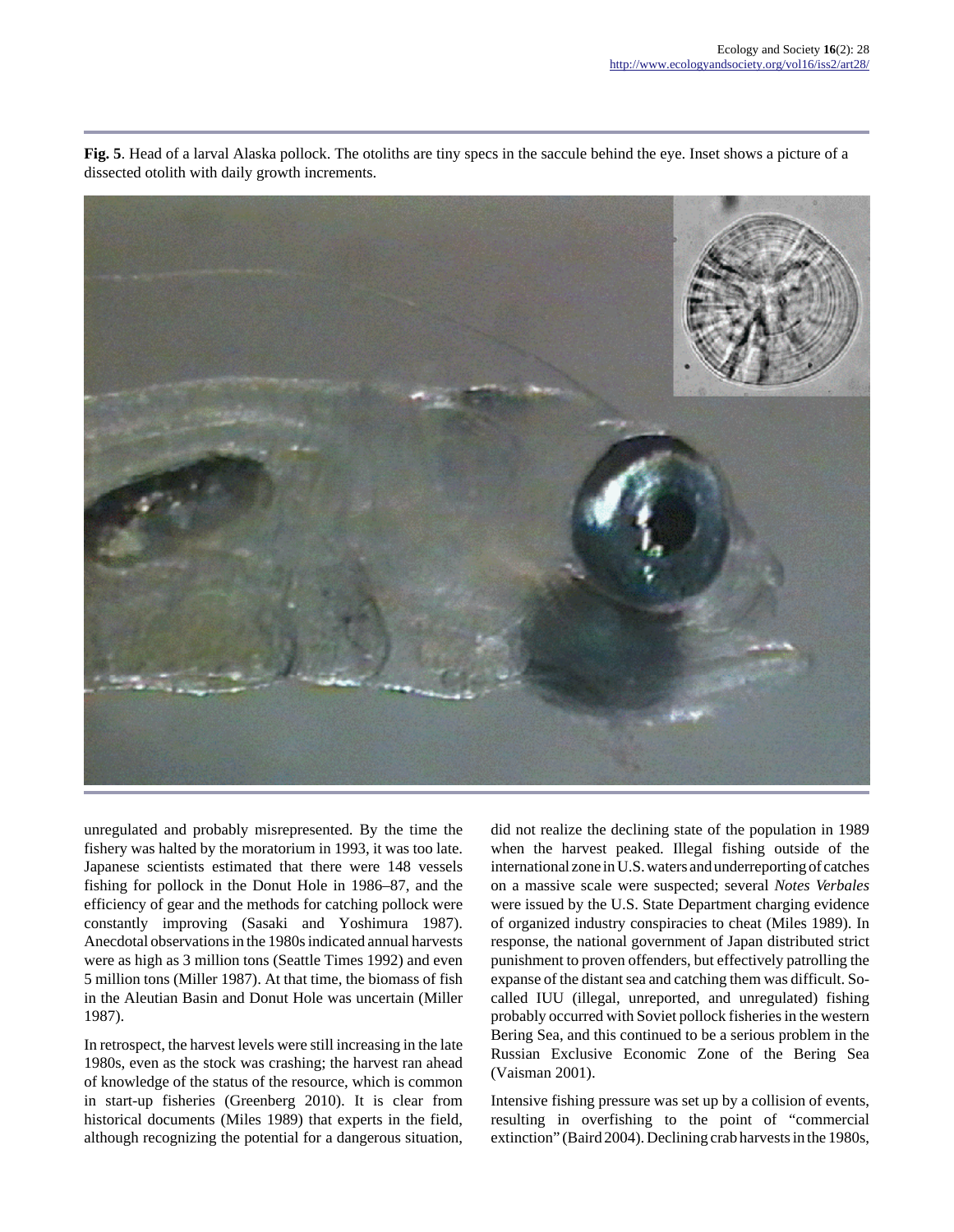**Fig. 5**. Head of a larval Alaska pollock. The otoliths are tiny specs in the saccule behind the eye. Inset shows a picture of a dissected otolith with daily growth increments.

unregulated and probably misrepresented. By the time the fishery was halted by the moratorium in 1993, it was too late. Japanese scientists estimated that there were 148 vessels fishing for pollock in the Donut Hole in 1986–87, and the efficiency of gear and the methods for catching pollock were constantly improving (Sasaki and Yoshimura 1987). Anecdotal observations in the 1980s indicated annual harvests were as high as 3 million tons (Seattle Times 1992) and even 5 million tons (Miller 1987). At that time, the biomass of fish in the Aleutian Basin and Donut Hole was uncertain (Miller 1987).

In retrospect, the harvest levels were still increasing in the late 1980s, even as the stock was crashing; the harvest ran ahead of knowledge of the status of the resource, which is common in start-up fisheries (Greenberg 2010). It is clear from historical documents (Miles 1989) that experts in the field, although recognizing the potential for a dangerous situation, did not realize the declining state of the population in 1989 when the harvest peaked. Illegal fishing outside of the international zone in U.S. waters and underreporting of catches on a massive scale were suspected; several *Notes Verbales* were issued by the U.S. State Department charging evidence of organized industry conspiracies to cheat (Miles 1989). In response, the national government of Japan distributed strict punishment to proven offenders, but effectively patrolling the expanse of the distant sea and catching them was difficult. So-called IUU (illegal, unreported, and unregulated) fishing probably occurred with Soviet pollock fisheries in the western Bering Sea, and this continued to be a serious problem in the Russian Exclusive Economic Zone of the Bering Sea (Vaisman 2001).

Intensive fishing pressure was set up by a collision of events, resulting in overfishing to the point of "commercial extinction" (Baird 2004). Declining crab harvests in the 1980s,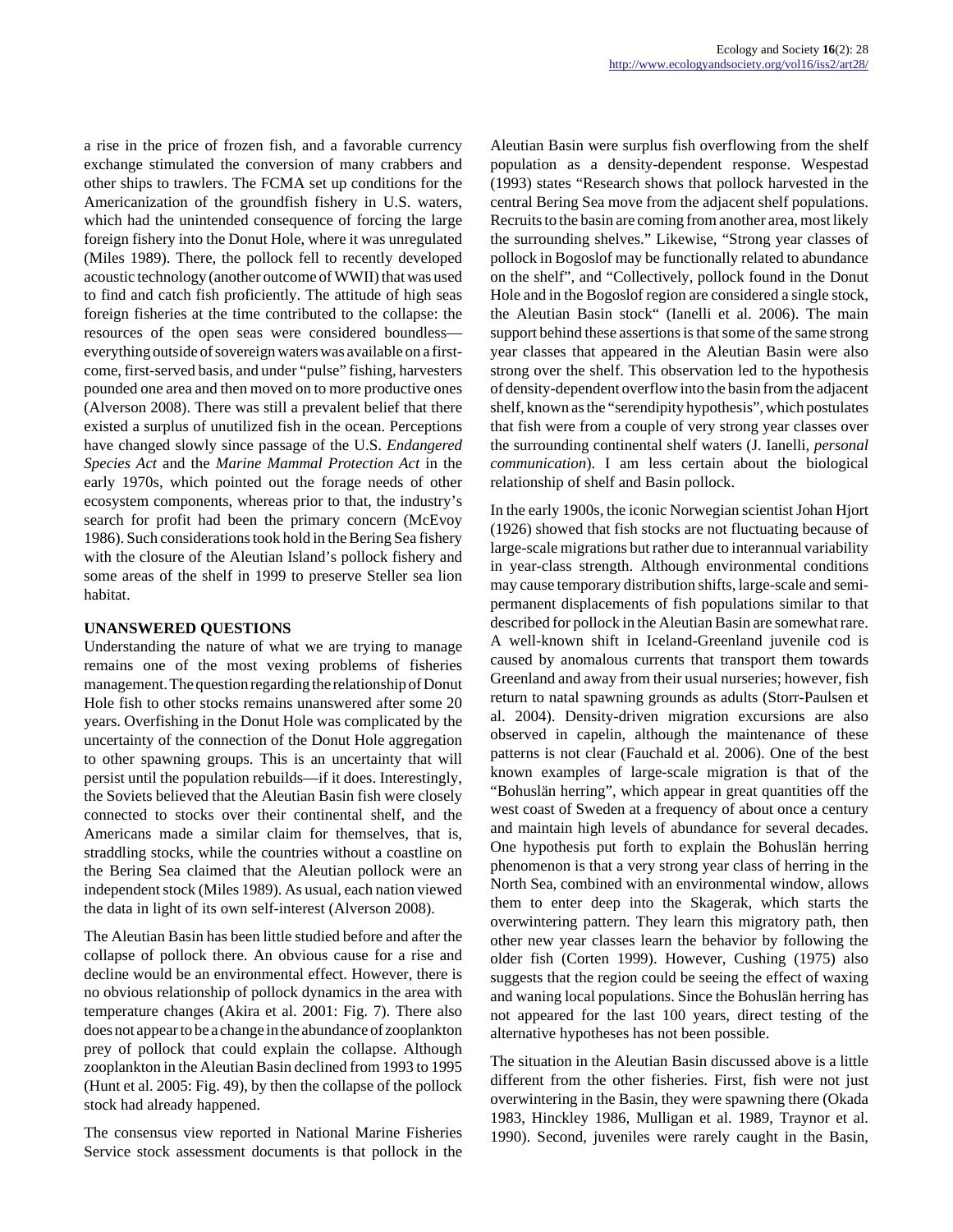a rise in the price of frozen fish, and a favorable currency exchange stimulated the conversion of many crabbers and other ships to trawlers. The FCMA set up conditions for the Americanization of the groundfish fishery in U.S. waters, which had the unintended consequence of forcing the large foreign fishery into the Donut Hole, where it was unregulated (Miles 1989). There, the pollock fell to recently developed acoustic technology (another outcome of WWII) that was used to find and catch fish proficiently. The attitude of high seas foreign fisheries at the time contributed to the collapse: the resources of the open seas were considered boundless—everything outside of sovereign waters was available on a first-come, first-served basis, and under "pulse" fishing, harvesters pounded one area and then moved on to more productive ones (Alverson 2008). There was still a prevalent belief that there existed a surplus of unutilized fish in the ocean. Perceptions have changed slowly since passage of the U.S. *Endangered Species Act* and the *Marine Mammal Protection Act* in the early 1970s, which pointed out the forage needs of other ecosystem components, whereas prior to that, the industry's search for profit had been the primary concern (McEvoy 1986). Such considerations took hold in the Bering Sea fishery with the closure of the Aleutian Island's pollock fishery and some areas of the shelf in 1999 to preserve Steller sea lion habitat.

## UNANSWERED QUESTIONS

Understanding the nature of what we are trying to manage remains one of the most vexing problems of fisheries management. The question regarding the relationship of Donut Hole fish to other stocks remains unanswered after some 20 years. Overfishing in the Donut Hole was complicated by the uncertainty of the connection of the Donut Hole aggregation to other spawning groups. This is an uncertainty that will persist until the population rebuilds—if it does. Interestingly, the Soviets believed that the Aleutian Basin fish were closely connected to stocks over their continental shelf, and the Americans made a similar claim for themselves, that is, straddling stocks, while the countries without a coastline on the Bering Sea claimed that the Aleutian pollock were an independent stock (Miles 1989). As usual, each nation viewed the data in light of its own self-interest (Alverson 2008).

The Aleutian Basin has been little studied before and after the collapse of pollock there. An obvious cause for a rise and decline would be an environmental effect. However, there is no obvious relationship of pollock dynamics in the area with temperature changes (Akira et al. 2001: Fig. 7). There also does not appear to be a change in the abundance of zooplankton prey of pollock that could explain the collapse. Although zooplankton in the Aleutian Basin declined from 1993 to 1995 (Hunt et al. 2005: Fig. 49), by then the collapse of the pollock stock had already happened.

The consensus view reported in National Marine Fisheries Service stock assessment documents is that pollock in the Aleutian Basin were surplus fish overflowing from the shelf population as a density-dependent response. Wespestad (1993) states "Research shows that pollock harvested in the central Bering Sea move from the adjacent shelf populations. Recruits to the basin are coming from another area, most likely the surrounding shelves." Likewise, "Strong year classes of pollock in Bogoslof may be functionally related to abundance on the shelf", and "Collectively, pollock found in the Donut Hole and in the Bogoslof region are considered a single stock, the Aleutian Basin stock" (Ianelli et al. 2006). The main support behind these assertions is that some of the same strong year classes that appeared in the Aleutian Basin were also strong over the shelf. This observation led to the hypothesis of density-dependent overflow into the basin from the adjacent shelf, known as the "serendipity hypothesis", which postulates that fish were from a couple of very strong year classes over the surrounding continental shelf waters (J. Ianelli, *personal communication*). I am less certain about the biological relationship of shelf and Basin pollock.

In the early 1900s, the iconic Norwegian scientist Johan Hjort (1926) showed that fish stocks are not fluctuating because of large-scale migrations but rather due to interannual variability in year-class strength. Although environmental conditions may cause temporary distribution shifts, large-scale and semi-permanent displacements of fish populations similar to that described for pollock in the Aleutian Basin are somewhat rare. A well-known shift in Iceland-Greenland juvenile cod is caused by anomalous currents that transport them towards Greenland and away from their usual nurseries; however, fish return to natal spawning grounds as adults (Storr-Paulsen et al. 2004). Density-driven migration excursions are also observed in capelin, although the maintenance of these patterns is not clear (Fauchald et al. 2006). One of the best known examples of large-scale migration is that of the "Bohuslän herring", which appear in great quantities off the west coast of Sweden at a frequency of about once a century and maintain high levels of abundance for several decades. One hypothesis put forth to explain the Bohuslän herring phenomenon is that a very strong year class of herring in the North Sea, combined with an environmental window, allows them to enter deep into the Skagerak, which starts the overwintering pattern. They learn this migratory path, then other new year classes learn the behavior by following the older fish (Corten 1999). However, Cushing (1975) also suggests that the region could be seeing the effect of waxing and waning local populations. Since the Bohuslän herring has not appeared for the last 100 years, direct testing of the alternative hypotheses has not been possible.

The situation in the Aleutian Basin discussed above is a little different from the other fisheries. First, fish were not just overwintering in the Basin, they were spawning there (Okada 1983, Hinckley 1986, Mulligan et al. 1989, Traynor et al. 1990). Second, juveniles were rarely caught in the Basin,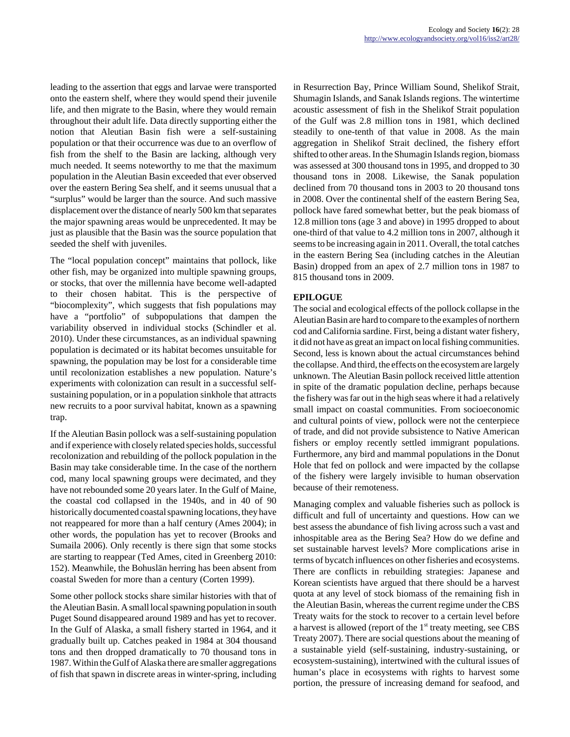leading to the assertion that eggs and larvae were transported onto the eastern shelf, where they would spend their juvenile life, and then migrate to the Basin, where they would remain throughout their adult life. Data directly supporting either the notion that Aleutian Basin fish were a self-sustaining population or that their occurrence was due to an overflow of fish from the shelf to the Basin are lacking, although very much needed. It seems noteworthy to me that the maximum population in the Aleutian Basin exceeded that ever observed over the eastern Bering Sea shelf, and it seems unusual that a "surplus" would be larger than the source. And such massive displacement over the distance of nearly 500 km that separates the major spawning areas would be unprecedented. It may be just as plausible that the Basin was the source population that seeded the shelf with juveniles.

The "local population concept" maintains that pollock, like other fish, may be organized into multiple spawning groups, or stocks, that over the millennia have become well-adapted to their chosen habitat. This is the perspective of "biocomplexity", which suggests that fish populations may have a "portfolio" of subpopulations that dampen the variability observed in individual stocks (Schindler et al. 2010). Under these circumstances, as an individual spawning population is decimated or its habitat becomes unsuitable for spawning, the population may be lost for a considerable time until recolonization establishes a new population. Nature's experiments with colonization can result in a successful self-sustaining population, or in a population sinkhole that attracts new recruits to a poor survival habitat, known as a spawning trap.

If the Aleutian Basin pollock was a self-sustaining population and if experience with closely related species holds, successful recolonization and rebuilding of the pollock population in the Basin may take considerable time. In the case of the northern cod, many local spawning groups were decimated, and they have not rebounded some 20 years later. In the Gulf of Maine, the coastal cod collapsed in the 1940s, and in 40 of 90 historically documented coastal spawning locations, they have not reappeared for more than a half century (Ames 2004); in other words, the population has yet to recover (Brooks and Sumaila 2006). Only recently is there sign that some stocks are starting to reappear (Ted Ames, cited in Greenberg 2010: 152). Meanwhile, the Bohuslän herring has been absent from coastal Sweden for more than a century (Corten 1999).

Some other pollock stocks share similar histories with that of the Aleutian Basin. A small local spawning population in south Puget Sound disappeared around 1989 and has yet to recover. In the Gulf of Alaska, a small fishery started in 1964, and it gradually built up. Catches peaked in 1984 at 304 thousand tons and then dropped dramatically to 70 thousand tons in 1987. Within the Gulf of Alaska there are smaller aggregations of fish that spawn in discrete areas in winter-spring, including in Resurrection Bay, Prince William Sound, Shelikof Strait, Shumagin Islands, and Sanak Islands regions. The wintertime acoustic assessment of fish in the Shelikof Strait population of the Gulf was 2.8 million tons in 1981, which declined steadily to one-tenth of that value in 2008. As the main aggregation in Shelikof Strait declined, the fishery effort shifted to other areas. In the Shumagin Islands region, biomass was assessed at 300 thousand tons in 1995, and dropped to 30 thousand tons in 2008. Likewise, the Sanak population declined from 70 thousand tons in 2003 to 20 thousand tons in 2008. Over the continental shelf of the eastern Bering Sea, pollock have fared somewhat better, but the peak biomass of 12.8 million tons (age 3 and above) in 1995 dropped to about one-third of that value to 4.2 million tons in 2007, although it seems to be increasing again in 2011. Overall, the total catches in the eastern Bering Sea (including catches in the Aleutian Basin) dropped from an apex of 2.7 million tons in 1987 to 815 thousand tons in 2009.

## EPILOGUE

The social and ecological effects of the pollock collapse in the Aleutian Basin are hard to compare to the examples of northern cod and California sardine. First, being a distant water fishery, it did not have as great an impact on local fishing communities. Second, less is known about the actual circumstances behind the collapse. And third, the effects on the ecosystem are largely unknown. The Aleutian Basin pollock received little attention in spite of the dramatic population decline, perhaps because the fishery was far out in the high seas where it had a relatively small impact on coastal communities. From socioeconomic and cultural points of view, pollock were not the centerpiece of trade, and did not provide subsistence to Native American fishers or employ recently settled immigrant populations. Furthermore, any bird and mammal populations in the Donut Hole that fed on pollock and were impacted by the collapse of the fishery were largely invisible to human observation because of their remoteness.

Managing complex and valuable fisheries such as pollock is difficult and full of uncertainty and questions. How can we best assess the abundance of fish living across such a vast and inhospitable area as the Bering Sea? How do we define and set sustainable harvest levels? More complications arise in terms of bycatch influences on other fisheries and ecosystems. There are conflicts in rebuilding strategies: Japanese and Korean scientists have argued that there should be a harvest quota at any level of stock biomass of the remaining fish in the Aleutian Basin, whereas the current regime under the CBS Treaty waits for the stock to recover to a certain level before a harvest is allowed (report of the 1st treaty meeting, see CBS Treaty 2007). There are social questions about the meaning of a sustainable yield (self-sustaining, industry-sustaining, or ecosystem-sustaining), intertwined with the cultural issues of human's place in ecosystems with rights to harvest some portion, the pressure of increasing demand for seafood, and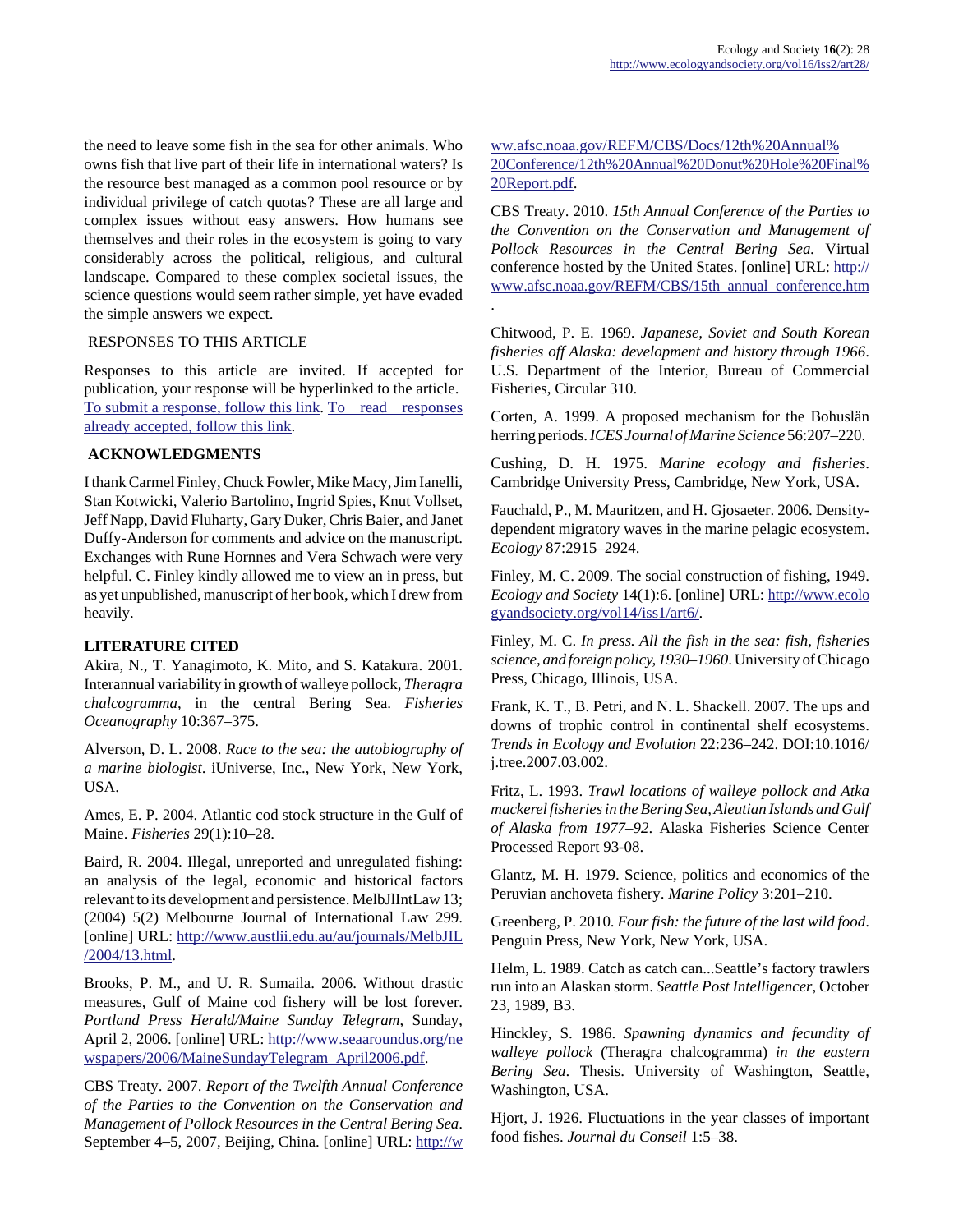the need to leave some fish in the sea for other animals. Who owns fish that live part of their life in international waters? Is the resource best managed as a common pool resource or by individual privilege of catch quotas? These are all large and complex issues without easy answers. How humans see themselves and their roles in the ecosystem is going to vary considerably across the political, religious, and cultural landscape. Compared to these complex societal issues, the science questions would seem rather simple, yet have evaded the simple answers we expect.

## RESPONSES TO THIS ARTICLE

Responses to this article are invited. If accepted for publication, your response will be hyperlinked to the article. To submit a response, follow this link. To read responses already accepted, follow this link.

## ACKNOWLEDGMENTS

I thank Carmel Finley, Chuck Fowler, Mike Macy, Jim Ianelli, Stan Kotwicki, Valerio Bartolino, Ingrid Spies, Knut Vollset, Jeff Napp, David Fluharty, Gary Duker, Chris Baier, and Janet Duffy-Anderson for comments and advice on the manuscript. Exchanges with Rune Hornnes and Vera Schwach were very helpful. C. Finley kindly allowed me to view an in press, but as yet unpublished, manuscript of her book, which I drew from heavily.

## LITERATURE CITED

Akira, N., T. Yanagimoto, K. Mito, and S. Katakura. 2001. Interannual variability in growth of walleye pollock, *Theragra chalcogramma*, in the central Bering Sea. *Fisheries Oceanography* 10:367–375.

Alverson, D. L. 2008. *Race to the sea: the autobiography of a marine biologist*. iUniverse, Inc., New York, New York, USA.

Ames, E. P. 2004. Atlantic cod stock structure in the Gulf of Maine. *Fisheries* 29(1):10–28.

Baird, R. 2004. Illegal, unreported and unregulated fishing: an analysis of the legal, economic and historical factors relevant to its development and persistence. MelbJlIntLaw 13; (2004) 5(2) Melbourne Journal of International Law 299. [online] URL: http://www.austlii.edu.au/au/journals/MelbJIL/2004/13.html.

Brooks, P. M., and U. R. Sumaila. 2006. Without drastic measures, Gulf of Maine cod fishery will be lost forever. *Portland Press Herald/Maine Sunday Telegram*, Sunday, April 2, 2006. [online] URL: http://www.seaaroundus.org/newspapers/2006/MaineSundayTelegram_April2006.pdf.

CBS Treaty. 2007. *Report of the Twelfth Annual Conference of the Parties to the Convention on the Conservation and Management of Pollock Resources in the Central Bering Sea*. September 4–5, 2007, Beijing, China. [online] URL: http://www.afsc.noaa.gov/REFM/CBS/Docs/12th%20Annual%20Conference/12th%20Annual%20Donut%20Hole%20Final%20Report.pdf.

CBS Treaty. 2010. *15th Annual Conference of the Parties to the Convention on the Conservation and Management of Pollock Resources in the Central Bering Sea.* Virtual conference hosted by the United States. [online] URL: http://www.afsc.noaa.gov/REFM/CBS/15th_annual_conference.htm.

Chitwood, P. E. 1969. *Japanese, Soviet and South Korean fisheries off Alaska: development and history through 1966*. U.S. Department of the Interior, Bureau of Commercial Fisheries, Circular 310.

Corten, A. 1999. A proposed mechanism for the Bohuslän herring periods. *ICES Journal of Marine Science* 56:207–220.

Cushing, D. H. 1975. *Marine ecology and fisheries*. Cambridge University Press, Cambridge, New York, USA.

Fauchald, P., M. Mauritzen, and H. Gjosaeter. 2006. Density-dependent migratory waves in the marine pelagic ecosystem. *Ecology* 87:2915–2924.

Finley, M. C. 2009. The social construction of fishing, 1949. *Ecology and Society* 14(1):6. [online] URL: http://www.ecologyandsociety.org/vol14/iss1/art6/.

Finley, M. C. *In press. All the fish in the sea: fish, fisheries science, and foreign policy, 1930–1960*. University of Chicago Press, Chicago, Illinois, USA.

Frank, K. T., B. Petri, and N. L. Shackell. 2007. The ups and downs of trophic control in continental shelf ecosystems. *Trends in Ecology and Evolution* 22:236–242. DOI:10.1016/j.tree.2007.03.002.

Fritz, L. 1993. *Trawl locations of walleye pollock and Atka mackerel fisheries in the Bering Sea, Aleutian Islands and Gulf of Alaska from 1977–92*. Alaska Fisheries Science Center Processed Report 93-08.

Glantz, M. H. 1979. Science, politics and economics of the Peruvian anchoveta fishery. *Marine Policy* 3:201–210.

Greenberg, P. 2010. *Four fish: the future of the last wild food*. Penguin Press, New York, New York, USA.

Helm, L. 1989. Catch as catch can...Seattle's factory trawlers run into an Alaskan storm. *Seattle Post Intelligencer*, October 23, 1989, B3.

Hinckley, S. 1986. *Spawning dynamics and fecundity of walleye pollock* (Theragra chalcogramma) *in the eastern Bering Sea*. Thesis. University of Washington, Seattle, Washington, USA.

Hjort, J. 1926. Fluctuations in the year classes of important food fishes. *Journal du Conseil* 1:5–38.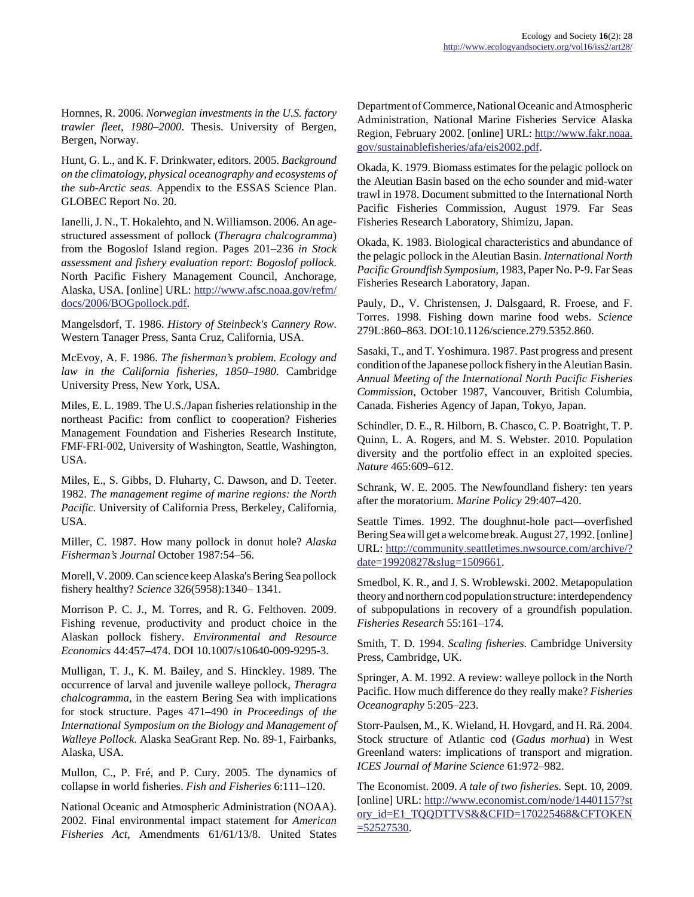Hornnes, R. 2006. *Norwegian investments in the U.S. factory trawler fleet, 1980–2000*. Thesis. University of Bergen, Bergen, Norway.

Hunt, G. L., and K. F. Drinkwater, editors. 2005. *Background on the climatology, physical oceanography and ecosystems of the sub-Arctic seas*. Appendix to the ESSAS Science Plan. GLOBEC Report No. 20.

Ianelli, J. N., T. Hokalehto, and N. Williamson. 2006. An age-structured assessment of pollock (*Theragra chalcogramma*) from the Bogoslof Island region. Pages 201–236 *in Stock assessment and fishery evaluation report: Bogoslof pollock*. North Pacific Fishery Management Council, Anchorage, Alaska, USA. [online] URL: http://www.afsc.noaa.gov/refm/docs/2006/BOGpollock.pdf.

Mangelsdorf, T. 1986. *History of Steinbeck's Cannery Row*. Western Tanager Press, Santa Cruz, California, USA.

McEvoy, A. F. 1986. *The fisherman's problem. Ecology and law in the California fisheries, 1850–1980*. Cambridge University Press, New York, USA.

Miles, E. L. 1989. The U.S./Japan fisheries relationship in the northeast Pacific: from conflict to cooperation? Fisheries Management Foundation and Fisheries Research Institute, FMF-FRI-002, University of Washington, Seattle, Washington, USA.

Miles, E., S. Gibbs, D. Fluharty, C. Dawson, and D. Teeter. 1982. *The management regime of marine regions: the North Pacific.* University of California Press, Berkeley, California, USA.

Miller, C. 1987. How many pollock in donut hole? *Alaska Fisherman's Journal* October 1987:54–56.

Morell, V. 2009. Can science keep Alaska's Bering Sea pollock fishery healthy? *Science* 326(5958):1340– 1341.

Morrison P. C. J., M. Torres, and R. G. Felthoven. 2009. Fishing revenue, productivity and product choice in the Alaskan pollock fishery. *Environmental and Resource Economics* 44:457–474. DOI 10.1007/s10640-009-9295-3.

Mulligan, T. J., K. M. Bailey, and S. Hinckley. 1989. The occurrence of larval and juvenile walleye pollock, *Theragra chalcogramma*, in the eastern Bering Sea with implications for stock structure. Pages 471–490 *in Proceedings of the International Symposium on the Biology and Management of Walleye Pollock*. Alaska SeaGrant Rep. No. 89-1, Fairbanks, Alaska, USA.

Mullon, C., P. Fré, and P. Cury. 2005. The dynamics of collapse in world fisheries. *Fish and Fisheries* 6:111–120.

National Oceanic and Atmospheric Administration (NOAA). 2002. Final environmental impact statement for *American Fisheries Act*, Amendments 61/61/13/8. United States Department of Commerce, National Oceanic and Atmospheric Administration, National Marine Fisheries Service Alaska Region, February 2002. [online] URL: http://www.fakr.noaa.gov/sustainablefisheries/afa/eis2002.pdf.

Okada, K. 1979. Biomass estimates for the pelagic pollock on the Aleutian Basin based on the echo sounder and mid-water trawl in 1978. Document submitted to the International North Pacific Fisheries Commission, August 1979. Far Seas Fisheries Research Laboratory, Shimizu, Japan.

Okada, K. 1983. Biological characteristics and abundance of the pelagic pollock in the Aleutian Basin. *International North Pacific Groundfish Symposium*, 1983, Paper No. P-9. Far Seas Fisheries Research Laboratory, Japan.

Pauly, D., V. Christensen, J. Dalsgaard, R. Froese, and F. Torres. 1998. Fishing down marine food webs. *Science* 279L:860–863. DOI:10.1126/science.279.5352.860.

Sasaki, T., and T. Yoshimura. 1987. Past progress and present condition of the Japanese pollock fishery in the Aleutian Basin. *Annual Meeting of the International North Pacific Fisheries Commission*, October 1987, Vancouver, British Columbia, Canada. Fisheries Agency of Japan, Tokyo, Japan.

Schindler, D. E., R. Hilborn, B. Chasco, C. P. Boatright, T. P. Quinn, L. A. Rogers, and M. S. Webster. 2010. Population diversity and the portfolio effect in an exploited species. *Nature* 465:609–612.

Schrank, W. E. 2005. The Newfoundland fishery: ten years after the moratorium. *Marine Policy* 29:407–420.

Seattle Times. 1992. The doughnut-hole pact—overfished Bering Sea will get a welcome break. August 27, 1992. [online] URL: http://community.seattletimes.nwsource.com/archive/?date=19920827&slug=1509661.

Smedbol, K. R., and J. S. Wroblewski. 2002. Metapopulation theory and northern cod population structure: interdependency of subpopulations in recovery of a groundfish population. *Fisheries Research* 55:161–174.

Smith, T. D. 1994. *Scaling fisheries*. Cambridge University Press, Cambridge, UK.

Springer, A. M. 1992. A review: walleye pollock in the North Pacific. How much difference do they really make? *Fisheries Oceanography* 5:205–223.

Storr-Paulsen, M., K. Wieland, H. Hovgard, and H. Rä. 2004. Stock structure of Atlantic cod (*Gadus morhua*) in West Greenland waters: implications of transport and migration. *ICES Journal of Marine Science* 61:972–982.

The Economist. 2009. *A tale of two fisheries*. Sept. 10, 2009. [online] URL: http://www.economist.com/node/14401157?story_id=E1_TQQDTTVS&&CFID=170225468&CFTOKEN=52527530.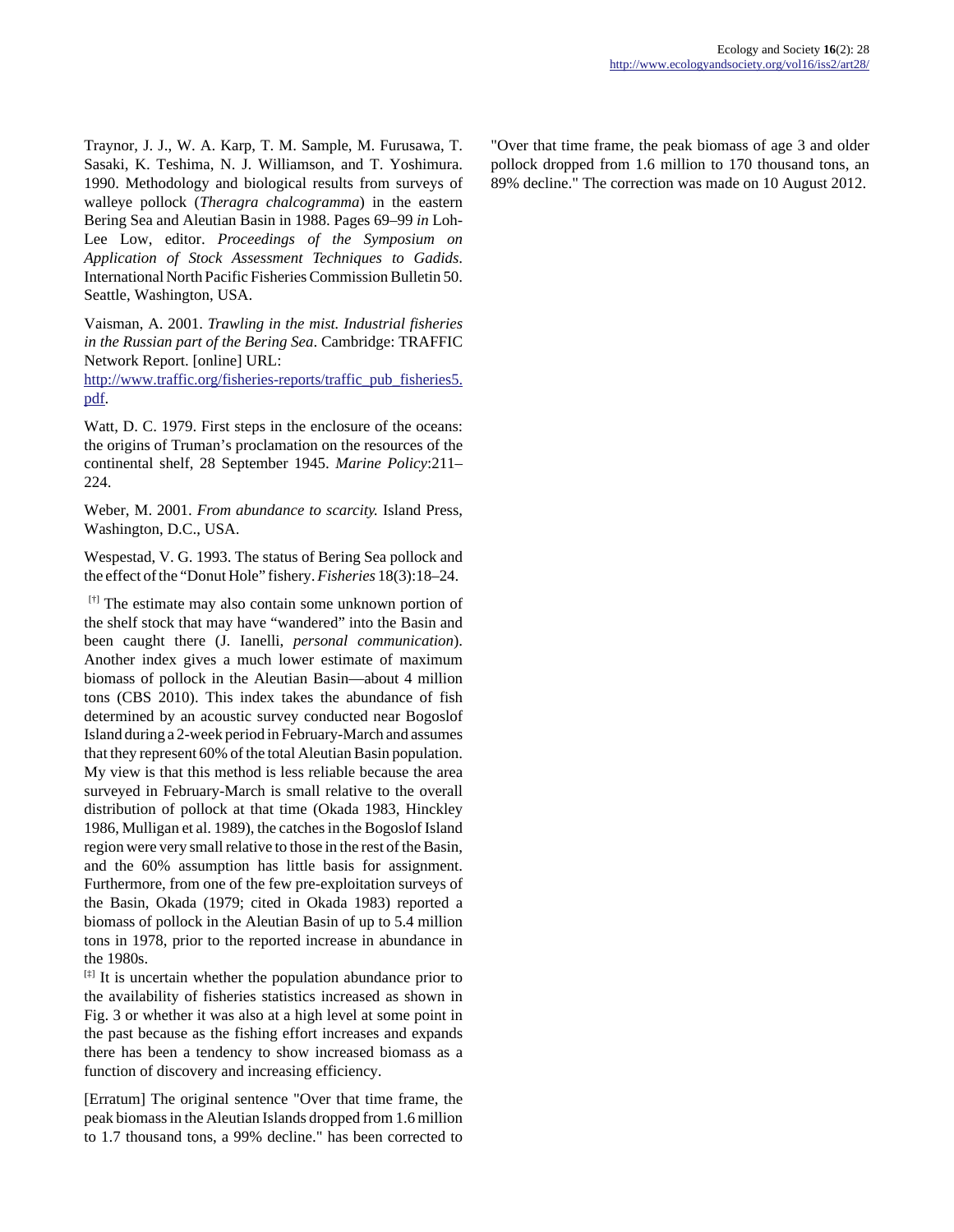Traynor, J. J., W. A. Karp, T. M. Sample, M. Furusawa, T. Sasaki, K. Teshima, N. J. Williamson, and T. Yoshimura. 1990. Methodology and biological results from surveys of walleye pollock (*Theragra chalcogramma*) in the eastern Bering Sea and Aleutian Basin in 1988. Pages 69–99 *in* Loh-Lee Low, editor. *Proceedings of the Symposium on Application of Stock Assessment Techniques to Gadids*. International North Pacific Fisheries Commission Bulletin 50. Seattle, Washington, USA.

Vaisman, A. 2001. *Trawling in the mist. Industrial fisheries in the Russian part of the Bering Sea*. Cambridge: TRAFFIC Network Report. [online] URL: http://www.traffic.org/fisheries-reports/traffic_pub_fisheries5.pdf.

Watt, D. C. 1979. First steps in the enclosure of the oceans: the origins of Truman's proclamation on the resources of the continental shelf, 28 September 1945. *Marine Policy*:211–224.

Weber, M. 2001. *From abundance to scarcity.* Island Press, Washington, D.C., USA.

Wespestad, V. G. 1993. The status of Bering Sea pollock and the effect of the "Donut Hole" fishery. *Fisheries* 18(3):18–24.

[†] The estimate may also contain some unknown portion of the shelf stock that may have "wandered" into the Basin and been caught there (J. Ianelli, *personal communication*). Another index gives a much lower estimate of maximum biomass of pollock in the Aleutian Basin—about 4 million tons (CBS 2010). This index takes the abundance of fish determined by an acoustic survey conducted near Bogoslof Island during a 2-week period in February-March and assumes that they represent 60% of the total Aleutian Basin population. My view is that this method is less reliable because the area surveyed in February-March is small relative to the overall distribution of pollock at that time (Okada 1983, Hinckley 1986, Mulligan et al. 1989), the catches in the Bogoslof Island region were very small relative to those in the rest of the Basin, and the 60% assumption has little basis for assignment. Furthermore, from one of the few pre-exploitation surveys of the Basin, Okada (1979; cited in Okada 1983) reported a biomass of pollock in the Aleutian Basin of up to 5.4 million tons in 1978, prior to the reported increase in abundance in the 1980s.

[‡] It is uncertain whether the population abundance prior to the availability of fisheries statistics increased as shown in Fig. 3 or whether it was also at a high level at some point in the past because as the fishing effort increases and expands there has been a tendency to show increased biomass as a function of discovery and increasing efficiency.

[Erratum] The original sentence "Over that time frame, the peak biomass in the Aleutian Islands dropped from 1.6 million to 1.7 thousand tons, a 99% decline." has been corrected to "Over that time frame, the peak biomass of age 3 and older pollock dropped from 1.6 million to 170 thousand tons, an 89% decline." The correction was made on 10 August 2012.